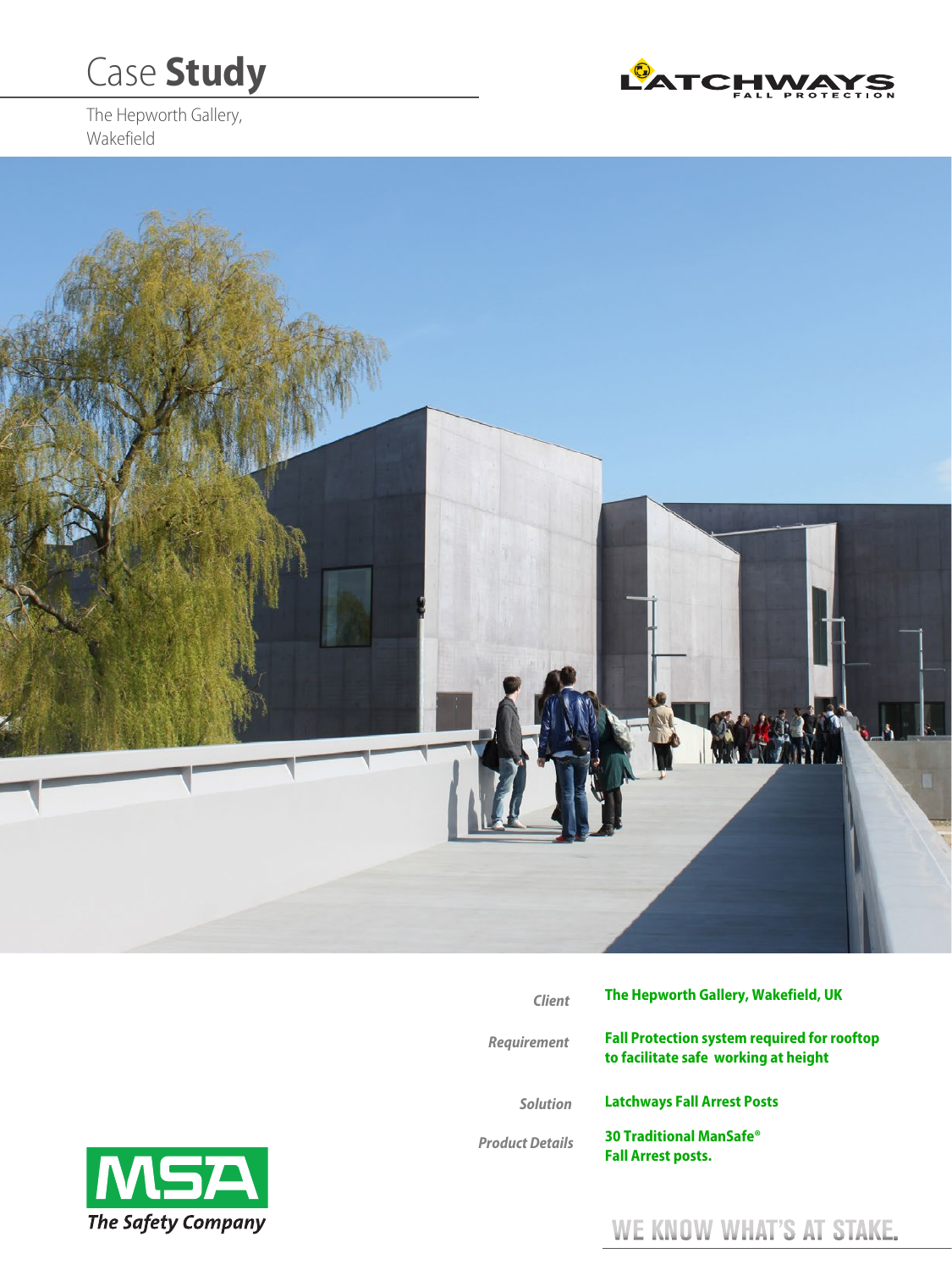# Case **Study**

The Hepworth Gallery,
Wakefield

| | |
|---|---|
| *Client* | **The Hepworth Gallery, Wakefield, UK** |
| *Requirement* | **Fall Protection system required for rooftop to facilitate safe working at height** |
| *Solution* | **Latchways Fall Arrest Posts** |
| *Product Details* | **30 Traditional ManSafe® Fall Arrest posts.** |

MSA The Safety Company

WE KNOW WHAT'S AT STAKE.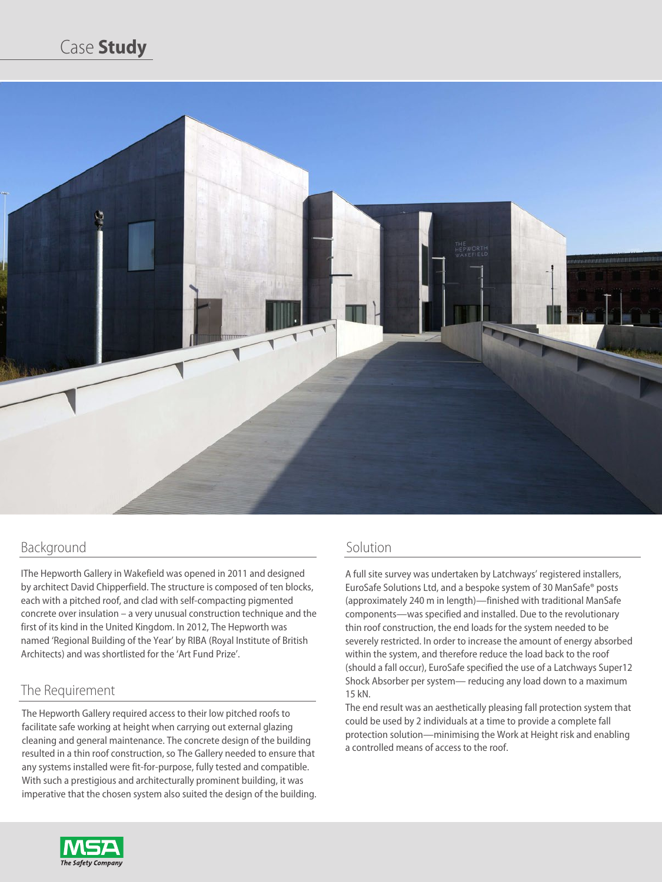# Case **Study**

## Background

IThe Hepworth Gallery in Wakefield was opened in 2011 and designed by architect David Chipperfield. The structure is composed of ten blocks, each with a pitched roof, and clad with self-compacting pigmented concrete over insulation – a very unusual construction technique and the first of its kind in the United Kingdom. In 2012, The Hepworth was named 'Regional Building of the Year' by RIBA (Royal Institute of British Architects) and was shortlisted for the 'Art Fund Prize'.

## The Requirement

The Hepworth Gallery required access to their low pitched roofs to facilitate safe working at height when carrying out external glazing cleaning and general maintenance. The concrete design of the building resulted in a thin roof construction, so The Gallery needed to ensure that any systems installed were fit-for-purpose, fully tested and compatible. With such a prestigious and architecturally prominent building, it was imperative that the chosen system also suited the design of the building.

## Solution

A full site survey was undertaken by Latchways' registered installers, EuroSafe Solutions Ltd, and a bespoke system of 30 ManSafe® posts (approximately 240 m in length)—finished with traditional ManSafe components—was specified and installed. Due to the revolutionary thin roof construction, the end loads for the system needed to be severely restricted. In order to increase the amount of energy absorbed within the system, and therefore reduce the load back to the roof (should a fall occur), EuroSafe specified the use of a Latchways Super12 Shock Absorber per system— reducing any load down to a maximum 15 kN.

The end result was an aesthetically pleasing fall protection system that could be used by 2 individuals at a time to provide a complete fall protection solution—minimising the Work at Height risk and enabling a controlled means of access to the roof.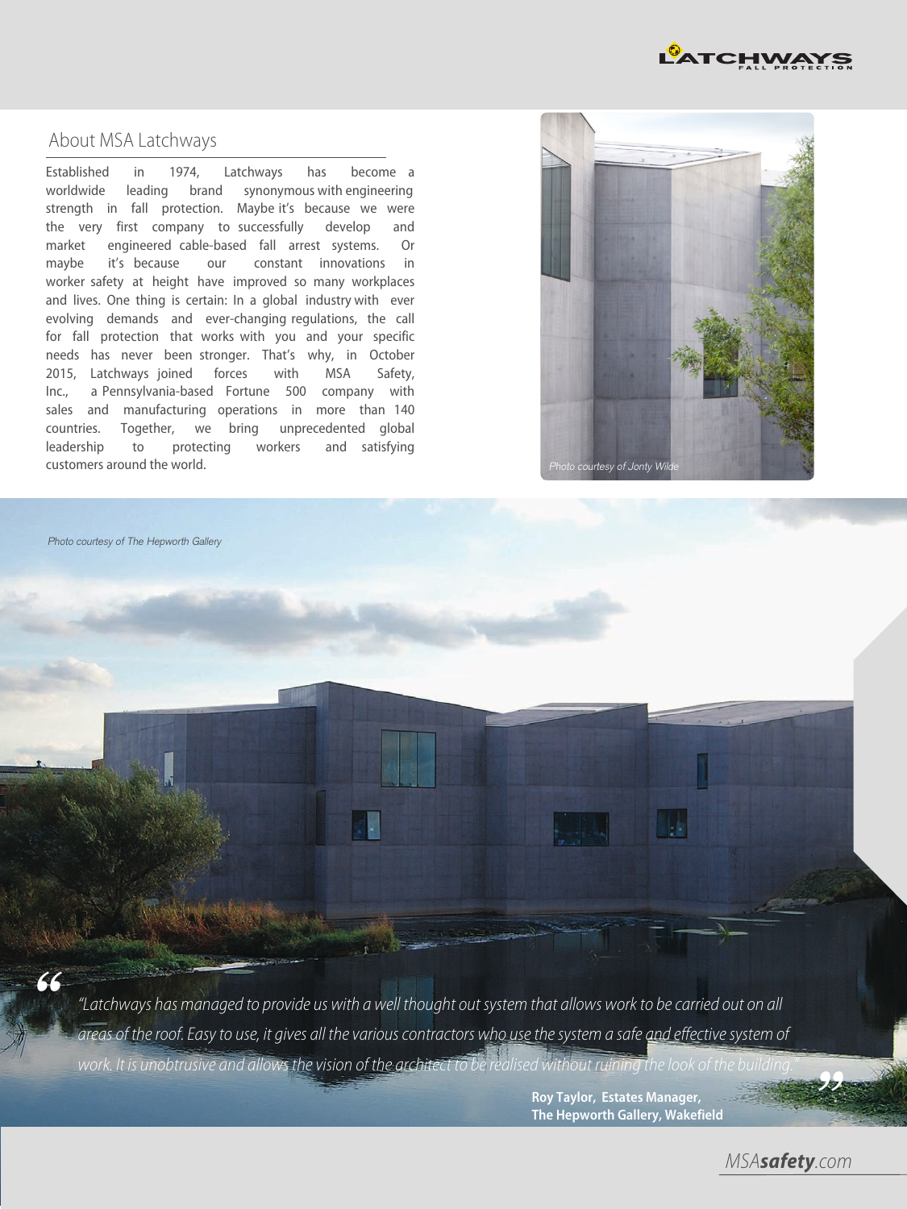## About MSA Latchways

Established in 1974, Latchways has become a worldwide leading brand synonymous with engineering strength in fall protection. Maybe it's because we were the very first company to successfully develop and market engineered cable-based fall arrest systems. Or maybe it's because our constant innovations in worker safety at height have improved so many workplaces and lives. One thing is certain: In a global industry with ever evolving demands and ever-changing regulations, the call for fall protection that works with you and your specific needs has never been stronger. That's why, in October 2015, Latchways joined forces with MSA Safety, Inc., a Pennsylvania-based Fortune 500 company with sales and manufacturing operations in more than 140 countries. Together, we bring unprecedented global leadership to protecting workers and satisfying customers around the world.

*Photo courtesy of Jonty Wilde*

*Photo courtesy of The Hepworth Gallery*

> *"Latchways has managed to provide us with a well thought out system that allows work to be carried out on all areas of the roof. Easy to use, it gives all the various contractors who use the system a safe and effective system of work. It is unobtrusive and allows the vision of the architect to be realised without ruining the look of the building."*
>
> **Roy Taylor, Estates Manager, The Hepworth Gallery, Wakefield**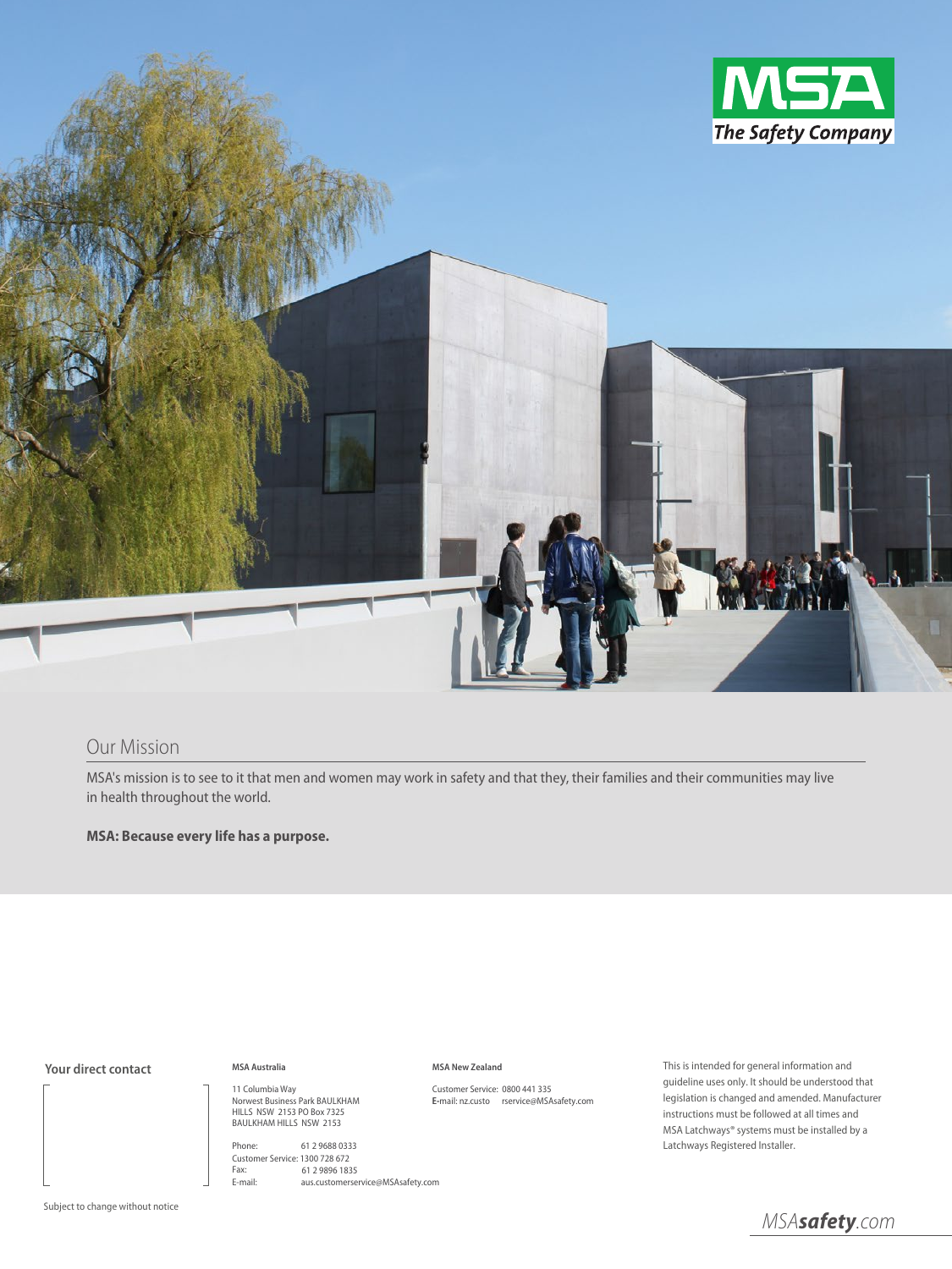MSA
The Safety Company

## Our Mission

MSA's mission is to see to it that men and women may work in safety and that they, their families and their communities may live in health throughout the world.

**MSA: Because every life has a purpose.**

**Your direct contact**

**MSA Australia**

11 Columbia Way
Norwest Business Park BAULKHAM HILLS NSW 2153 PO Box 7325
BAULKHAM HILLS NSW 2153

Phone: 61 2 9688 0333
Customer Service: 1300 728 672
Fax: 61 2 9896 1835
E-mail: aus.customerservice@MSAsafety.com

**MSA New Zealand**

Customer Service: 0800 441 335
E-mail: nz.custo rservice@MSAsafety.com

This is intended for general information and guideline uses only. It should be understood that legislation is changed and amended. Manufacturer instructions must be followed at all times and MSA Latchways® systems must be installed by a Latchways Registered Installer.

Subject to change without notice

MSA*safety*.com